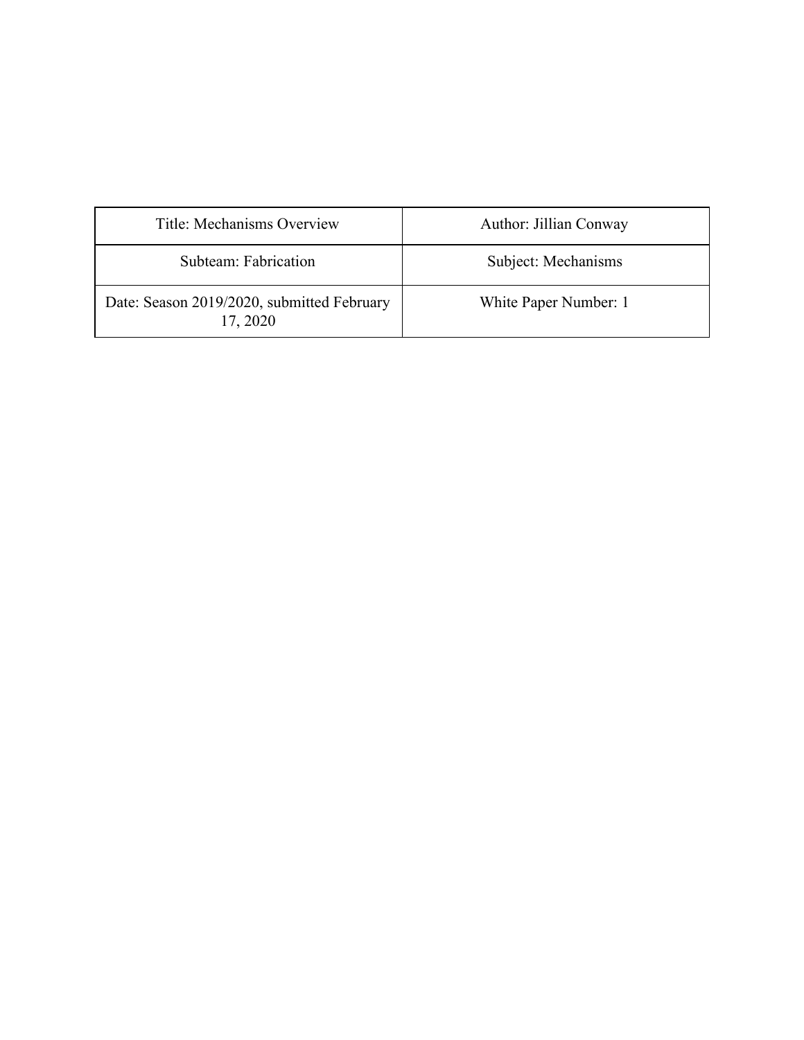| Title: Mechanisms Overview | Author: Jillian Conway |
| --- | --- |
| Subteam: Fabrication | Subject: Mechanisms |
| Date: Season 2019/2020, submitted February 17, 2020 | White Paper Number: 1 |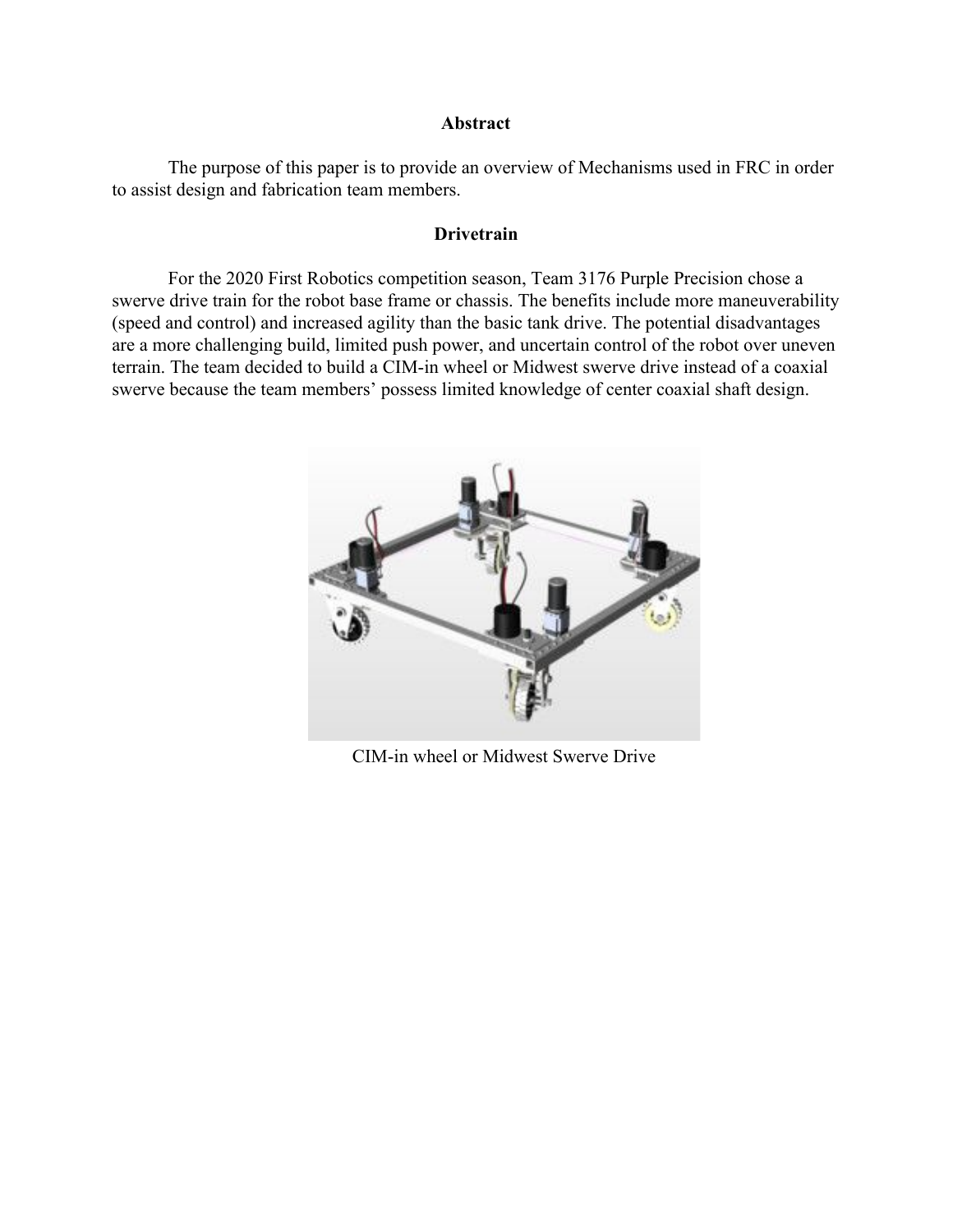## Abstract

The purpose of this paper is to provide an overview of Mechanisms used in FRC in order to assist design and fabrication team members.

## Drivetrain

For the 2020 First Robotics competition season, Team 3176 Purple Precision chose a swerve drive train for the robot base frame or chassis. The benefits include more maneuverability (speed and control) and increased agility than the basic tank drive. The potential disadvantages are a more challenging build, limited push power, and uncertain control of the robot over uneven terrain. The team decided to build a CIM-in wheel or Midwest swerve drive instead of a coaxial swerve because the team members' possess limited knowledge of center coaxial shaft design.

CIM-in wheel or Midwest Swerve Drive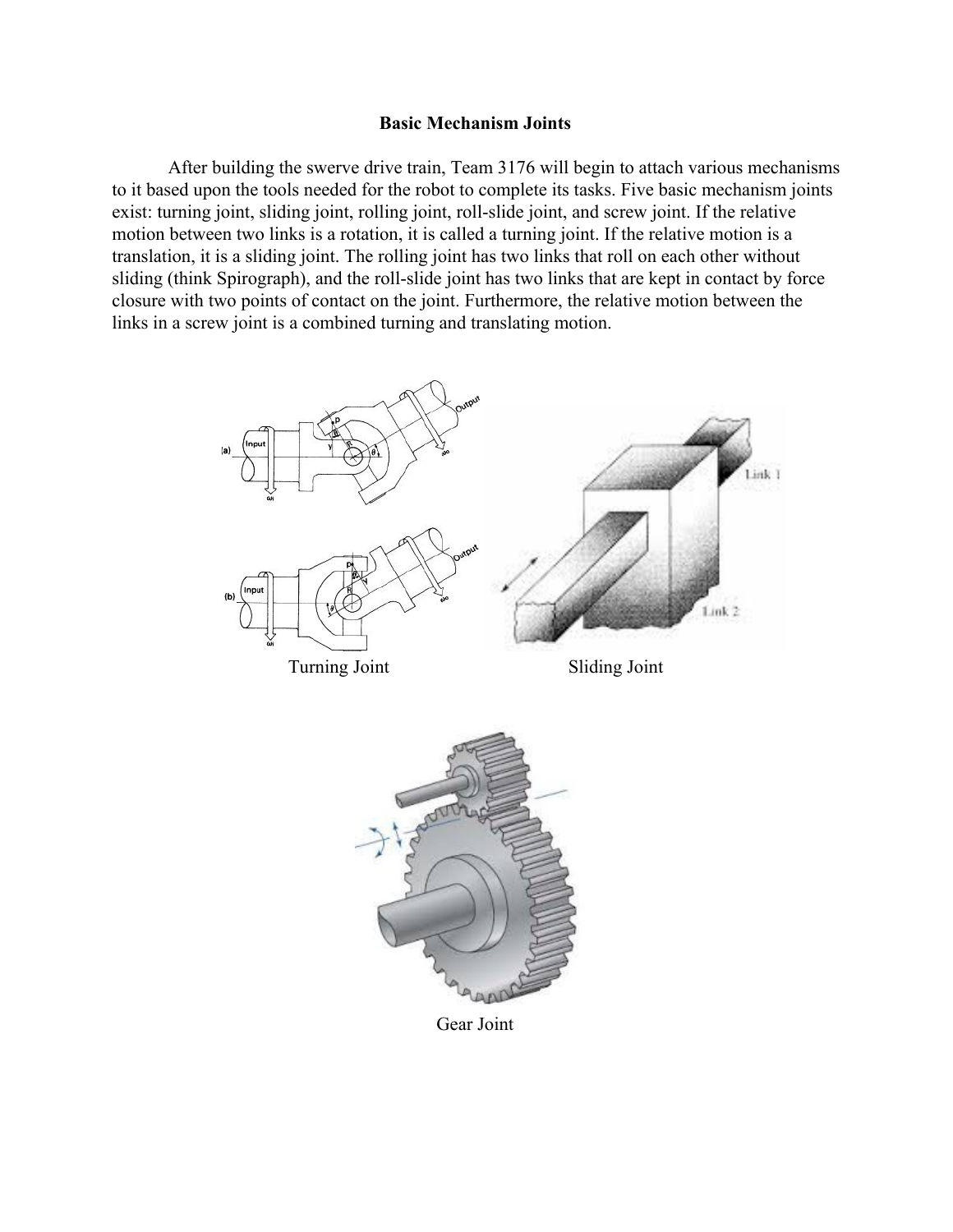# Basic Mechanism Joints

After building the swerve drive train, Team 3176 will begin to attach various mechanisms to it based upon the tools needed for the robot to complete its tasks. Five basic mechanism joints exist: turning joint, sliding joint, rolling joint, roll-slide joint, and screw joint. If the relative motion between two links is a rotation, it is called a turning joint. If the relative motion is a translation, it is a sliding joint. The rolling joint has two links that roll on each other without sliding (think Spirograph), and the roll-slide joint has two links that are kept in contact by force closure with two points of contact on the joint. Furthermore, the relative motion between the links in a screw joint is a combined turning and translating motion.

Turning Joint

Sliding Joint

Gear Joint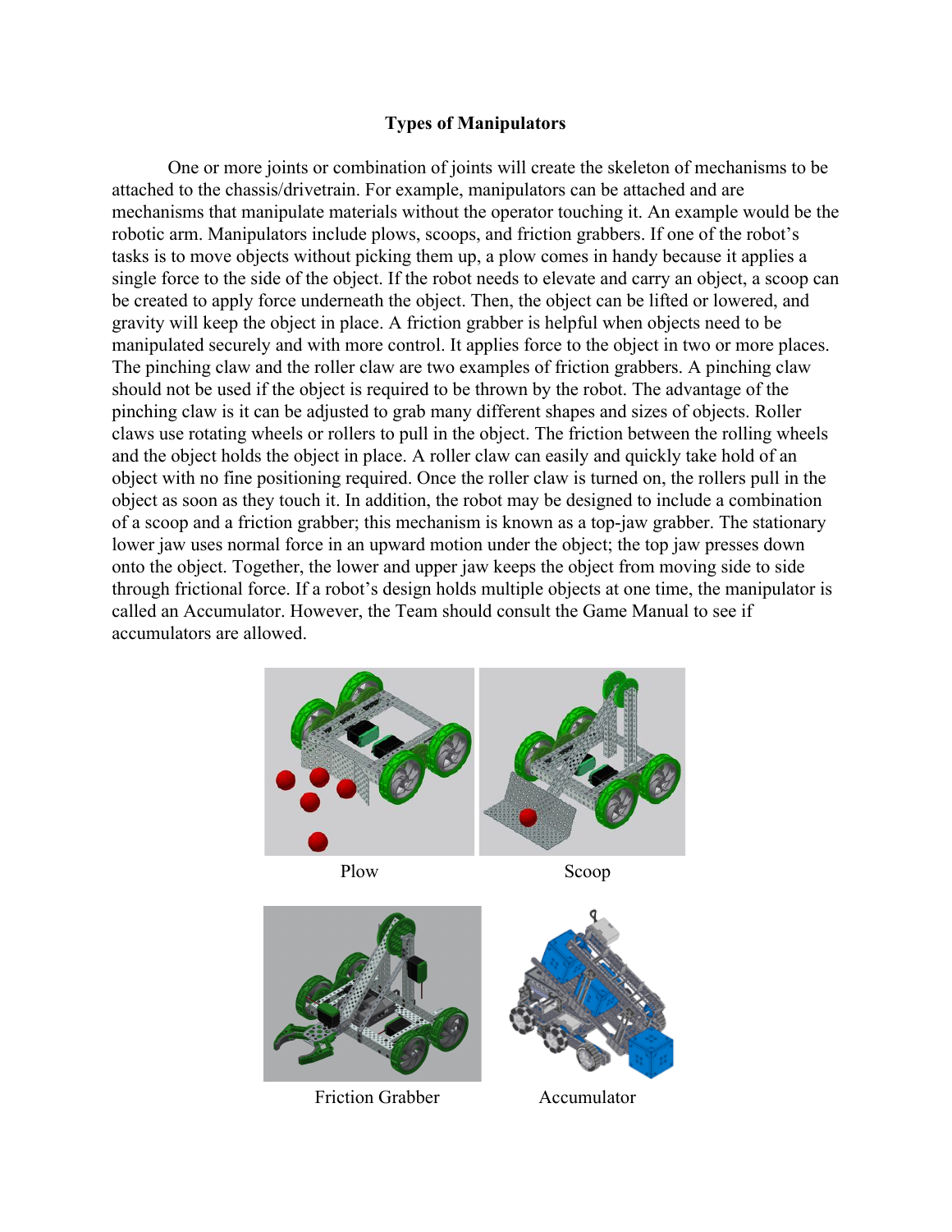# Types of Manipulators

One or more joints or combination of joints will create the skeleton of mechanisms to be attached to the chassis/drivetrain. For example, manipulators can be attached and are mechanisms that manipulate materials without the operator touching it. An example would be the robotic arm. Manipulators include plows, scoops, and friction grabbers. If one of the robot's tasks is to move objects without picking them up, a plow comes in handy because it applies a single force to the side of the object. If the robot needs to elevate and carry an object, a scoop can be created to apply force underneath the object. Then, the object can be lifted or lowered, and gravity will keep the object in place. A friction grabber is helpful when objects need to be manipulated securely and with more control. It applies force to the object in two or more places. The pinching claw and the roller claw are two examples of friction grabbers. A pinching claw should not be used if the object is required to be thrown by the robot. The advantage of the pinching claw is it can be adjusted to grab many different shapes and sizes of objects. Roller claws use rotating wheels or rollers to pull in the object. The friction between the rolling wheels and the object holds the object in place. A roller claw can easily and quickly take hold of an object with no fine positioning required. Once the roller claw is turned on, the rollers pull in the object as soon as they touch it. In addition, the robot may be designed to include a combination of a scoop and a friction grabber; this mechanism is known as a top-jaw grabber. The stationary lower jaw uses normal force in an upward motion under the object; the top jaw presses down onto the object. Together, the lower and upper jaw keeps the object from moving side to side through frictional force. If a robot's design holds multiple objects at one time, the manipulator is called an Accumulator. However, the Team should consult the Game Manual to see if accumulators are allowed.

Plow

Scoop

Friction Grabber

Accumulator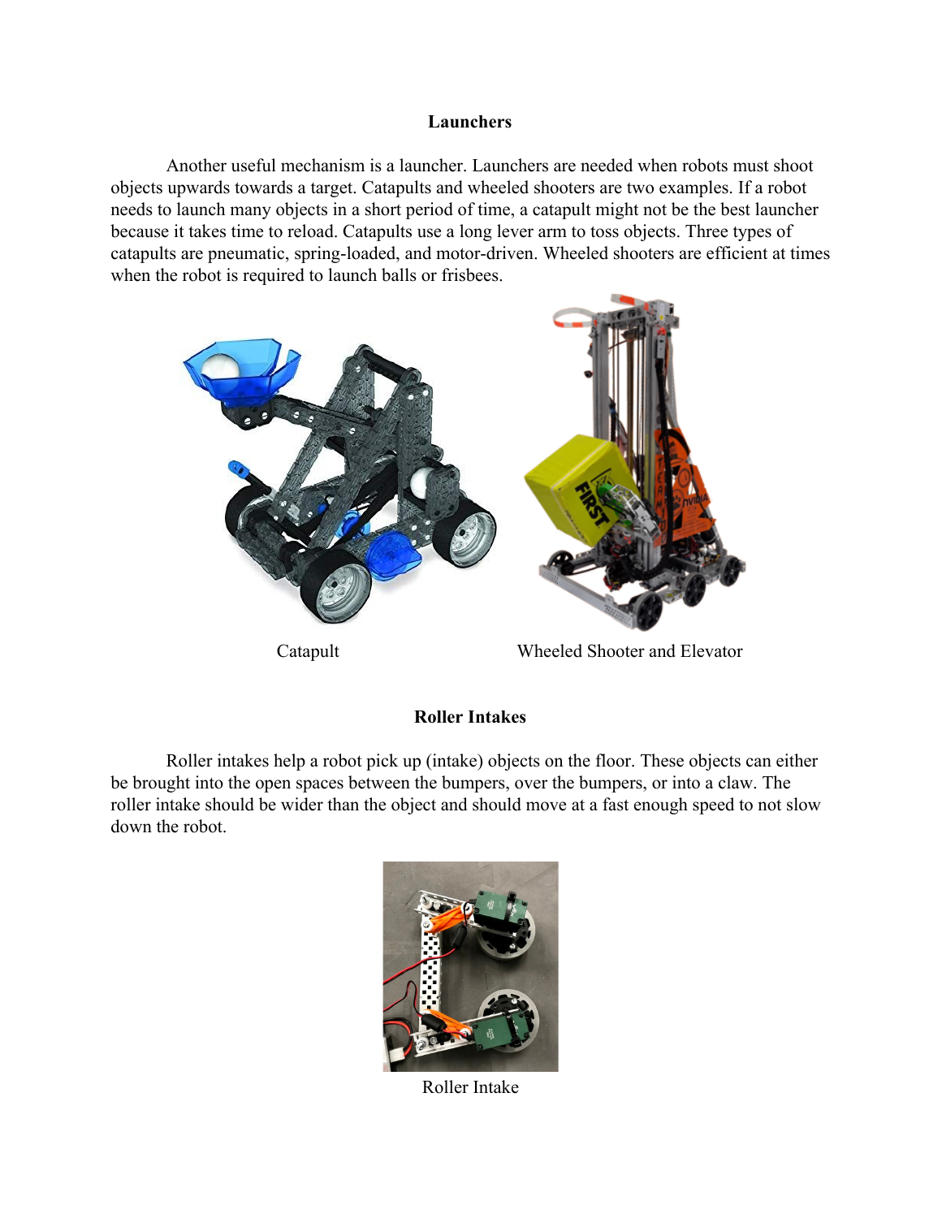## Launchers

Another useful mechanism is a launcher. Launchers are needed when robots must shoot objects upwards towards a target. Catapults and wheeled shooters are two examples. If a robot needs to launch many objects in a short period of time, a catapult might not be the best launcher because it takes time to reload. Catapults use a long lever arm to toss objects. Three types of catapults are pneumatic, spring-loaded, and motor-driven. Wheeled shooters are efficient at times when the robot is required to launch balls or frisbees.

Catapult

Wheeled Shooter and Elevator

## Roller Intakes

Roller intakes help a robot pick up (intake) objects on the floor. These objects can either be brought into the open spaces between the bumpers, over the bumpers, or into a claw. The roller intake should be wider than the object and should move at a fast enough speed to not slow down the robot.

Roller Intake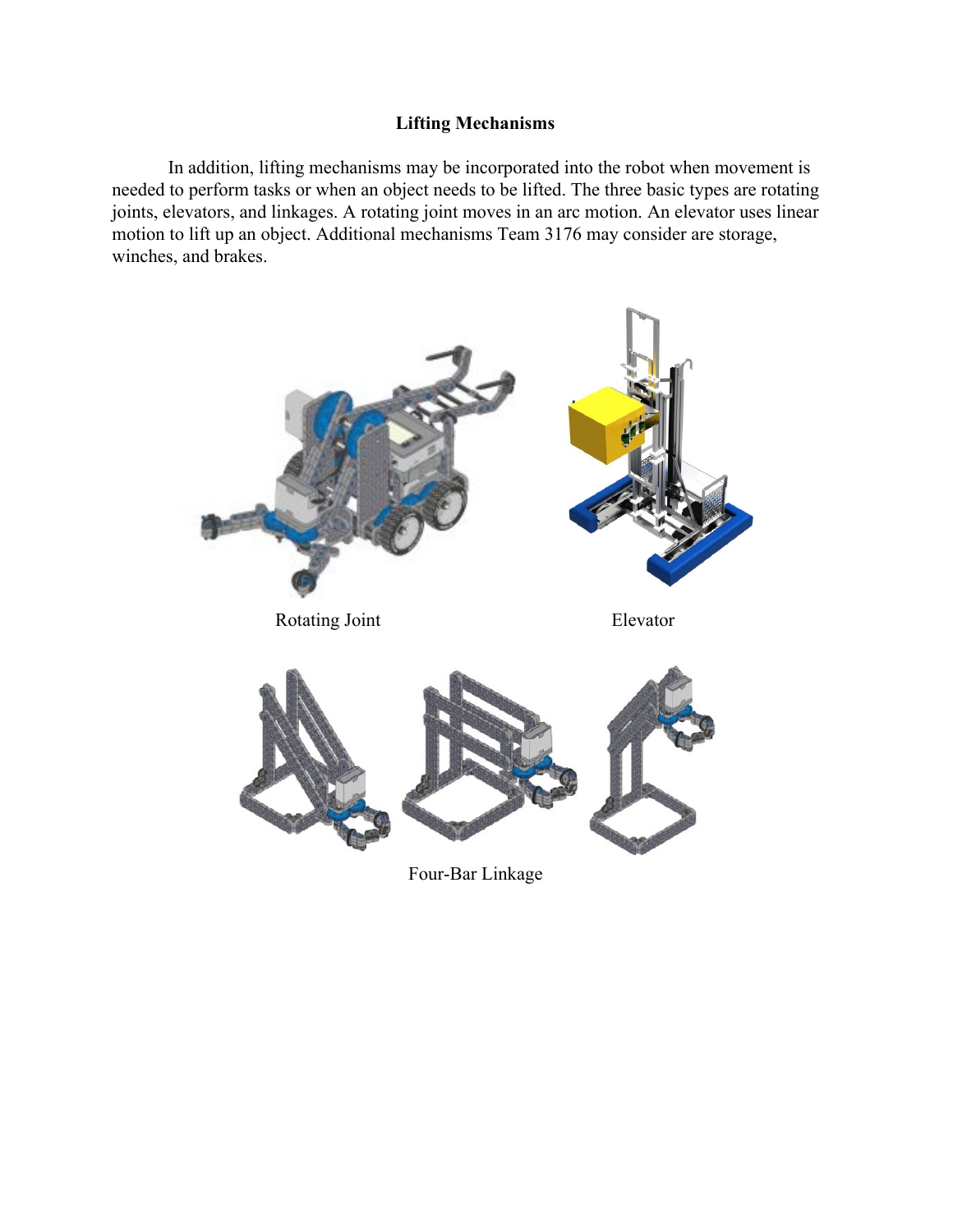# Lifting Mechanisms

In addition, lifting mechanisms may be incorporated into the robot when movement is needed to perform tasks or when an object needs to be lifted. The three basic types are rotating joints, elevators, and linkages. A rotating joint moves in an arc motion. An elevator uses linear motion to lift up an object. Additional mechanisms Team 3176 may consider are storage, winches, and brakes.

Rotating Joint

Elevator

Four-Bar Linkage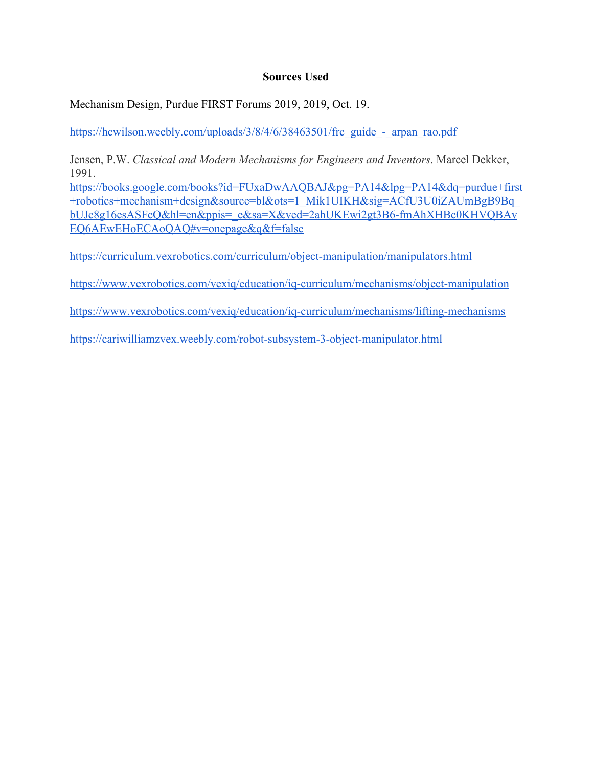**Sources Used**

Mechanism Design, Purdue FIRST Forums 2019, 2019, Oct. 19.

https://hcwilson.weebly.com/uploads/3/8/4/6/38463501/frc_guide_-_arpan_rao.pdf

Jensen, P.W. *Classical and Modern Mechanisms for Engineers and Inventors*. Marcel Dekker, 1991.
https://books.google.com/books?id=FUxaDwAAQBAJ&pg=PA14&lpg=PA14&dq=purdue+first+robotics+mechanism+design&source=bl&ots=1_Mik1UIKH&sig=ACfU3U0iZAUmBgB9Bq_bUJc8g16esASFcQ&hl=en&ppis=_e&sa=X&ved=2ahUKEwi2gt3B6-fmAhXHBc0KHVQBAvEQ6AEwEHoECAoQAQ#v=onepage&q&f=false

https://curriculum.vexrobotics.com/curriculum/object-manipulation/manipulators.html

https://www.vexrobotics.com/vexiq/education/iq-curriculum/mechanisms/object-manipulation

https://www.vexrobotics.com/vexiq/education/iq-curriculum/mechanisms/lifting-mechanisms

https://cariwilliamzvex.weebly.com/robot-subsystem-3-object-manipulator.html